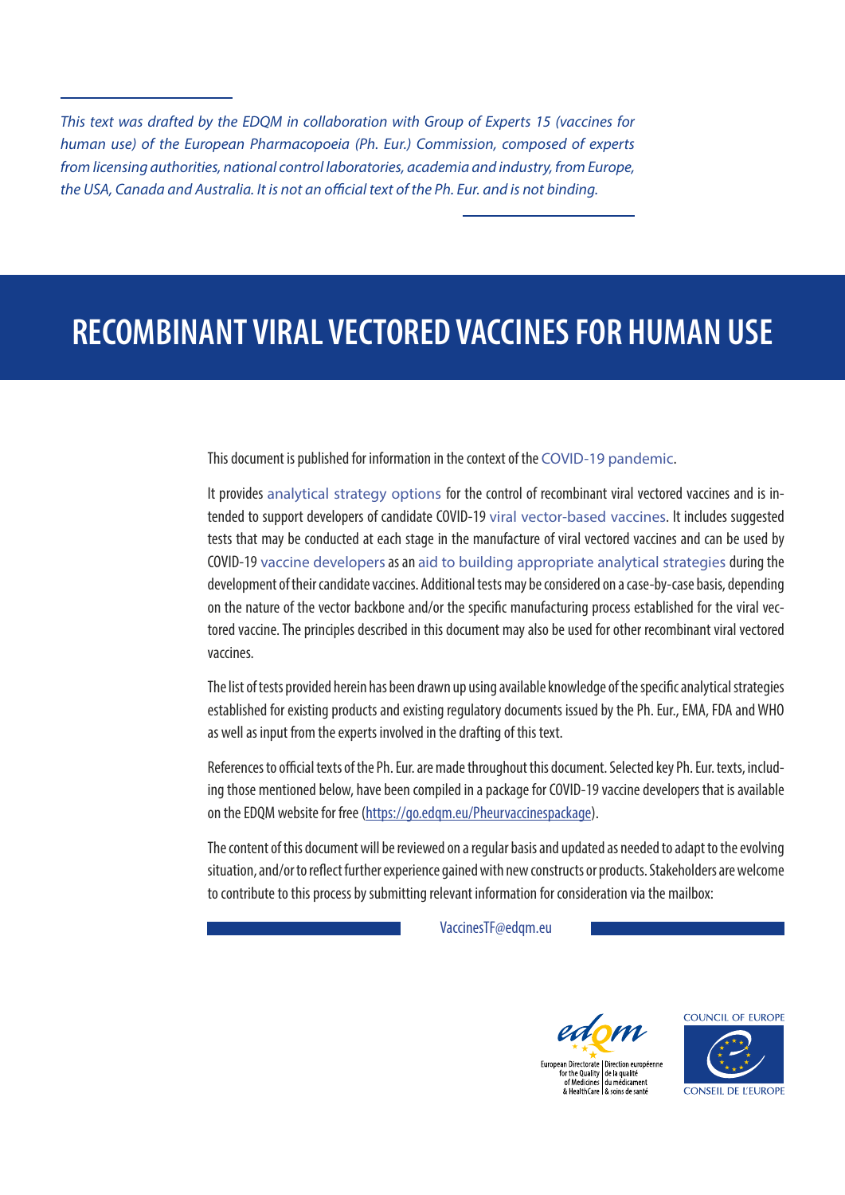*This text was drafted by the EDQM in collaboration with Group of Experts 15 (vaccines for human use) of the European Pharmacopoeia (Ph. Eur.) Commission, composed of experts from licensing authorities, national control laboratories, academia and industry, from Europe, the USA, Canada and Australia. It is not an official text of the Ph. Eur. and is not binding.*

# RECOMBINANT VIRAL VECTORED VACCINES FOR HUMAN USE

This document is published for information in the context of the COVID-19 pandemic.

It provides analytical strategy options for the control of recombinant viral vectored vaccines and is intended to support developers of candidate COVID-19 viral vector-based vaccines. It includes suggested tests that may be conducted at each stage in the manufacture of viral vectored vaccines and can be used by COVID-19 vaccine developers as an aid to building appropriate analytical strategies during the development of their candidate vaccines. Additional tests may be considered on a case-by-case basis, depending on the nature of the vector backbone and/or the specific manufacturing process established for the viral vectored vaccine. The principles described in this document may also be used for other recombinant viral vectored vaccines.

The list of tests provided herein has been drawn up using available knowledge of the specific analytical strategies established for existing products and existing regulatory documents issued by the Ph. Eur., EMA, FDA and WHO as well as input from the experts involved in the drafting of this text.

References to official texts of the Ph. Eur. are made throughout this document. Selected key Ph. Eur. texts, including those mentioned below, have been compiled in a package for COVID-19 vaccine developers that is available on the EDQM website for free (https://go.edqm.eu/Pheurvaccinespackage).

The content of this document will be reviewed on a regular basis and updated as needed to adapt to the evolving situation, and/or to reflect further experience gained with new constructs or products. Stakeholders are welcome to contribute to this process by submitting relevant information for consideration via the mailbox:

VaccinesTF@edqm.eu

European Directorate for the Quality of Medicines & HealthCare | Direction européenne de la qualité du médicament & soins de santé

COUNCIL OF EUROPE / CONSEIL DE L'EUROPE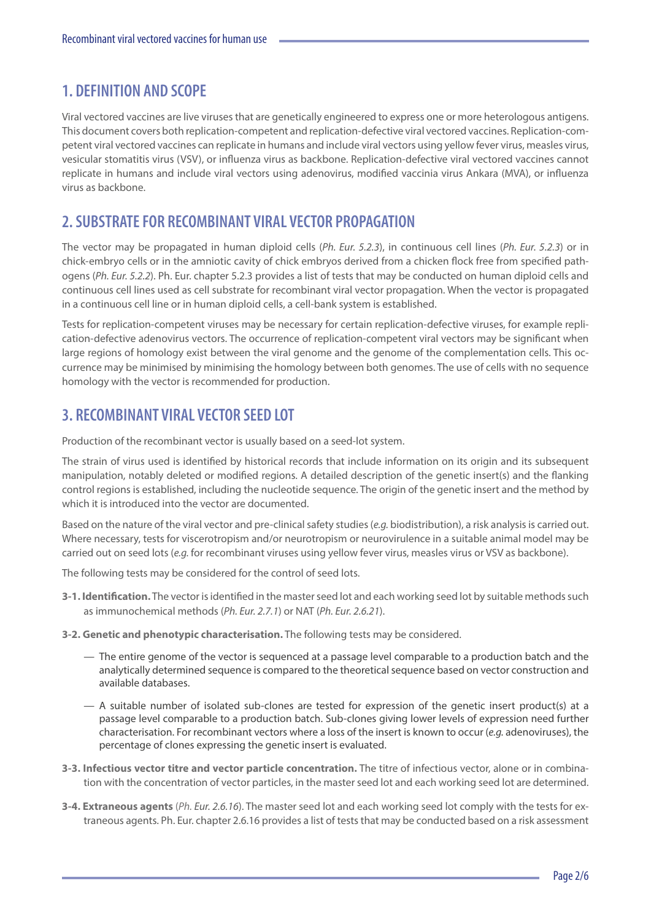## 1. DEFINITION AND SCOPE

Viral vectored vaccines are live viruses that are genetically engineered to express one or more heterologous antigens. This document covers both replication-competent and replication-defective viral vectored vaccines. Replication-competent viral vectored vaccines can replicate in humans and include viral vectors using yellow fever virus, measles virus, vesicular stomatitis virus (VSV), or influenza virus as backbone. Replication-defective viral vectored vaccines cannot replicate in humans and include viral vectors using adenovirus, modified vaccinia virus Ankara (MVA), or influenza virus as backbone.

## 2. SUBSTRATE FOR RECOMBINANT VIRAL VECTOR PROPAGATION

The vector may be propagated in human diploid cells (*Ph. Eur. 5.2.3*), in continuous cell lines (*Ph. Eur. 5.2.3*) or in chick-embryo cells or in the amniotic cavity of chick embryos derived from a chicken flock free from specified pathogens (*Ph. Eur. 5.2.2*). Ph. Eur. chapter 5.2.3 provides a list of tests that may be conducted on human diploid cells and continuous cell lines used as cell substrate for recombinant viral vector propagation. When the vector is propagated in a continuous cell line or in human diploid cells, a cell-bank system is established.

Tests for replication-competent viruses may be necessary for certain replication-defective viruses, for example replication-defective adenovirus vectors. The occurrence of replication-competent viral vectors may be significant when large regions of homology exist between the viral genome and the genome of the complementation cells. This occurrence may be minimised by minimising the homology between both genomes. The use of cells with no sequence homology with the vector is recommended for production.

## 3. RECOMBINANT VIRAL VECTOR SEED LOT

Production of the recombinant vector is usually based on a seed-lot system.

The strain of virus used is identified by historical records that include information on its origin and its subsequent manipulation, notably deleted or modified regions. A detailed description of the genetic insert(s) and the flanking control regions is established, including the nucleotide sequence. The origin of the genetic insert and the method by which it is introduced into the vector are documented.

Based on the nature of the viral vector and pre-clinical safety studies (*e.g.* biodistribution), a risk analysis is carried out. Where necessary, tests for viscerotropism and/or neurotropism or neurovirulence in a suitable animal model may be carried out on seed lots (*e.g.* for recombinant viruses using yellow fever virus, measles virus or VSV as backbone).

The following tests may be considered for the control of seed lots.

**3-1. Identification.** The vector is identified in the master seed lot and each working seed lot by suitable methods such as immunochemical methods (*Ph. Eur. 2.7.1*) or NAT (*Ph. Eur. 2.6.21*).

**3-2. Genetic and phenotypic characterisation.** The following tests may be considered.

- The entire genome of the vector is sequenced at a passage level comparable to a production batch and the analytically determined sequence is compared to the theoretical sequence based on vector construction and available databases.
- A suitable number of isolated sub-clones are tested for expression of the genetic insert product(s) at a passage level comparable to a production batch. Sub-clones giving lower levels of expression need further characterisation. For recombinant vectors where a loss of the insert is known to occur (*e.g.* adenoviruses), the percentage of clones expressing the genetic insert is evaluated.

**3-3. Infectious vector titre and vector particle concentration.** The titre of infectious vector, alone or in combination with the concentration of vector particles, in the master seed lot and each working seed lot are determined.

**3-4. Extraneous agents** (*Ph. Eur. 2.6.16*). The master seed lot and each working seed lot comply with the tests for extraneous agents. Ph. Eur. chapter 2.6.16 provides a list of tests that may be conducted based on a risk assessment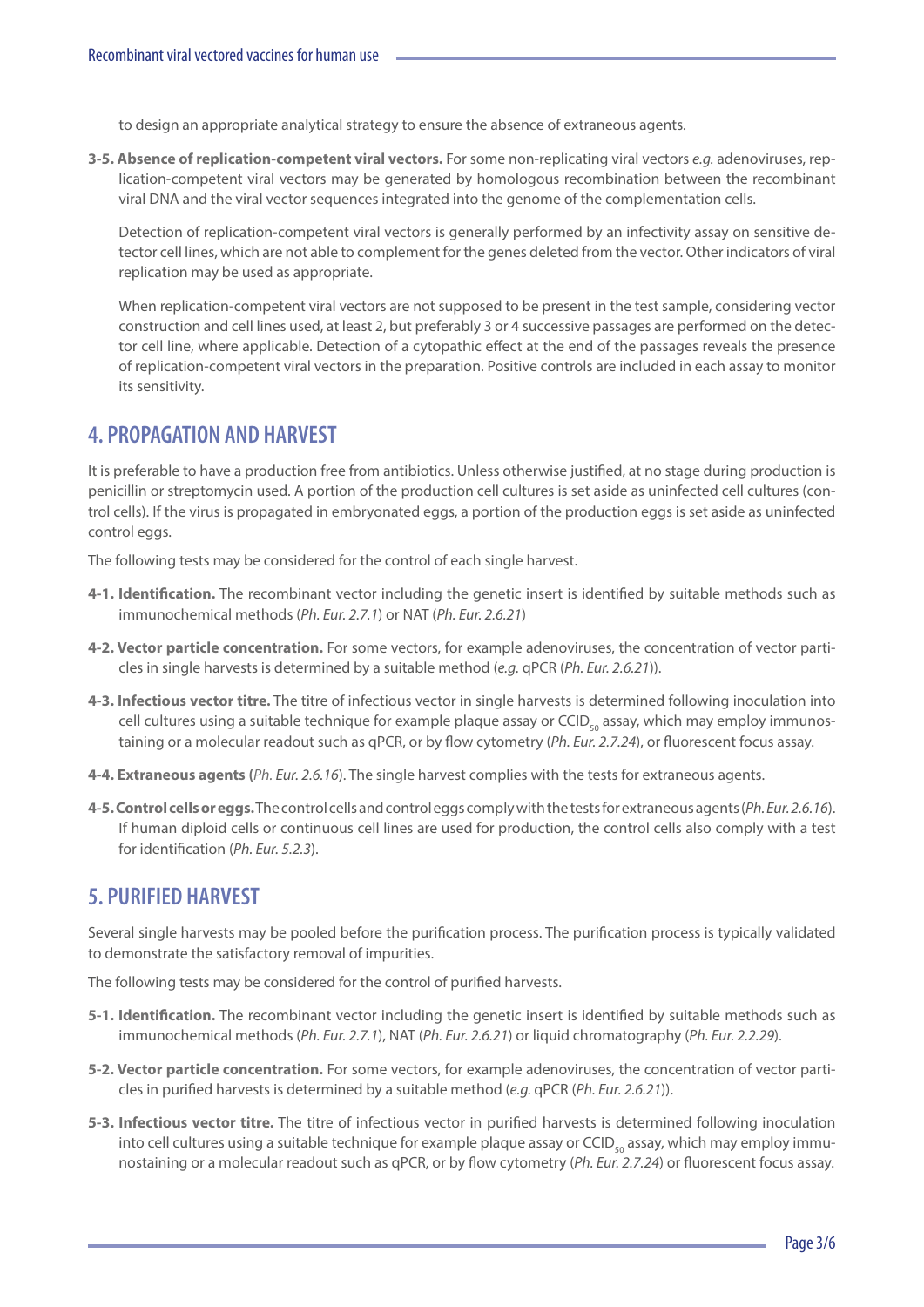to design an appropriate analytical strategy to ensure the absence of extraneous agents.

**3-5. Absence of replication-competent viral vectors.** For some non-replicating viral vectors *e.g.* adenoviruses, replication-competent viral vectors may be generated by homologous recombination between the recombinant viral DNA and the viral vector sequences integrated into the genome of the complementation cells.

Detection of replication-competent viral vectors is generally performed by an infectivity assay on sensitive detector cell lines, which are not able to complement for the genes deleted from the vector. Other indicators of viral replication may be used as appropriate.

When replication-competent viral vectors are not supposed to be present in the test sample, considering vector construction and cell lines used, at least 2, but preferably 3 or 4 successive passages are performed on the detector cell line, where applicable. Detection of a cytopathic effect at the end of the passages reveals the presence of replication-competent viral vectors in the preparation. Positive controls are included in each assay to monitor its sensitivity.

## 4. PROPAGATION AND HARVEST

It is preferable to have a production free from antibiotics. Unless otherwise justified, at no stage during production is penicillin or streptomycin used. A portion of the production cell cultures is set aside as uninfected cell cultures (control cells). If the virus is propagated in embryonated eggs, a portion of the production eggs is set aside as uninfected control eggs.

The following tests may be considered for the control of each single harvest.

**4-1. Identification.** The recombinant vector including the genetic insert is identified by suitable methods such as immunochemical methods (*Ph. Eur. 2.7.1*) or NAT (*Ph. Eur. 2.6.21*)

**4-2. Vector particle concentration.** For some vectors, for example adenoviruses, the concentration of vector particles in single harvests is determined by a suitable method (*e.g.* qPCR (*Ph. Eur. 2.6.21*)).

**4-3. Infectious vector titre.** The titre of infectious vector in single harvests is determined following inoculation into cell cultures using a suitable technique for example plaque assay or $CCID_{50}$ assay, which may employ immunostaining or a molecular readout such as qPCR, or by flow cytometry (*Ph. Eur. 2.7.24*), or fluorescent focus assay.

**4-4. Extraneous agents (***Ph. Eur. 2.6.16*). The single harvest complies with the tests for extraneous agents.

**4-5. Control cells or eggs.** The control cells and control eggs comply with the tests for extraneous agents (*Ph. Eur. 2.6.16*). If human diploid cells or continuous cell lines are used for production, the control cells also comply with a test for identification (*Ph. Eur. 5.2.3*).

## 5. PURIFIED HARVEST

Several single harvests may be pooled before the purification process. The purification process is typically validated to demonstrate the satisfactory removal of impurities.

The following tests may be considered for the control of purified harvests.

**5-1. Identification.** The recombinant vector including the genetic insert is identified by suitable methods such as immunochemical methods (*Ph. Eur. 2.7.1*), NAT (*Ph. Eur. 2.6.21*) or liquid chromatography (*Ph. Eur. 2.2.29*).

**5-2. Vector particle concentration.** For some vectors, for example adenoviruses, the concentration of vector particles in purified harvests is determined by a suitable method (*e.g.* qPCR (*Ph. Eur. 2.6.21*)).

**5-3. Infectious vector titre.** The titre of infectious vector in purified harvests is determined following inoculation into cell cultures using a suitable technique for example plaque assay or $CCID_{50}$ assay, which may employ immunostaining or a molecular readout such as qPCR, or by flow cytometry (*Ph. Eur. 2.7.24*) or fluorescent focus assay.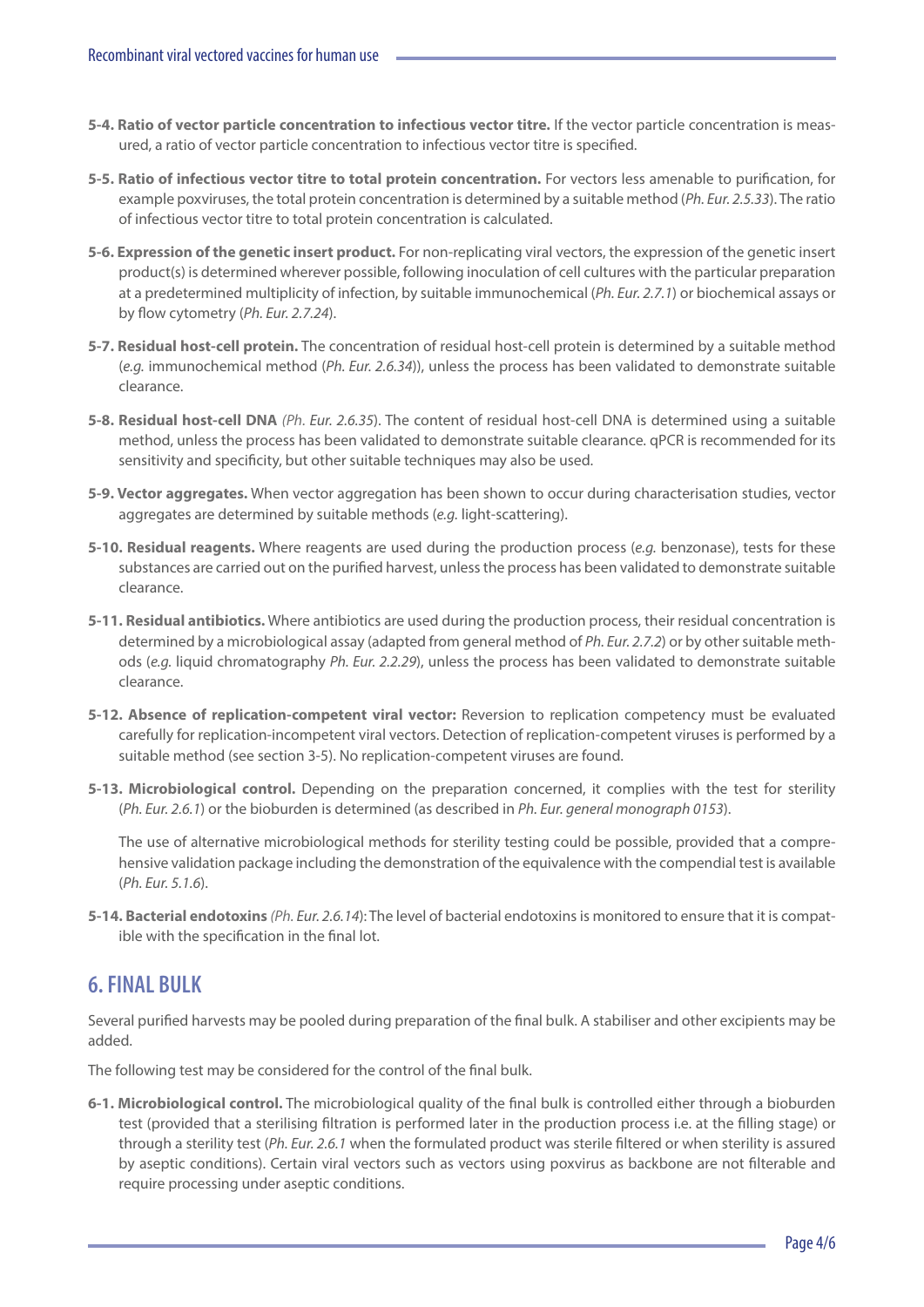**5-4. Ratio of vector particle concentration to infectious vector titre.** If the vector particle concentration is measured, a ratio of vector particle concentration to infectious vector titre is specified.

**5-5. Ratio of infectious vector titre to total protein concentration.** For vectors less amenable to purification, for example poxviruses, the total protein concentration is determined by a suitable method (*Ph. Eur. 2.5.33*). The ratio of infectious vector titre to total protein concentration is calculated.

**5-6. Expression of the genetic insert product.** For non-replicating viral vectors, the expression of the genetic insert product(s) is determined wherever possible, following inoculation of cell cultures with the particular preparation at a predetermined multiplicity of infection, by suitable immunochemical (*Ph. Eur. 2.7.1*) or biochemical assays or by flow cytometry (*Ph. Eur. 2.7.24*).

**5-7. Residual host-cell protein.** The concentration of residual host-cell protein is determined by a suitable method (*e.g.* immunochemical method (*Ph. Eur. 2.6.34*)), unless the process has been validated to demonstrate suitable clearance.

**5-8. Residual host-cell DNA** *(Ph. Eur. 2.6.35*). The content of residual host-cell DNA is determined using a suitable method, unless the process has been validated to demonstrate suitable clearance. qPCR is recommended for its sensitivity and specificity, but other suitable techniques may also be used.

**5-9. Vector aggregates.** When vector aggregation has been shown to occur during characterisation studies, vector aggregates are determined by suitable methods (*e.g.* light-scattering).

**5-10. Residual reagents.** Where reagents are used during the production process (*e.g.* benzonase), tests for these substances are carried out on the purified harvest, unless the process has been validated to demonstrate suitable clearance.

**5-11. Residual antibiotics.** Where antibiotics are used during the production process, their residual concentration is determined by a microbiological assay (adapted from general method of *Ph. Eur. 2.7.2*) or by other suitable methods (*e.g.* liquid chromatography *Ph. Eur. 2.2.29*), unless the process has been validated to demonstrate suitable clearance.

**5-12. Absence of replication-competent viral vector:** Reversion to replication competency must be evaluated carefully for replication-incompetent viral vectors. Detection of replication-competent viruses is performed by a suitable method (see section 3-5). No replication-competent viruses are found.

**5-13. Microbiological control.** Depending on the preparation concerned, it complies with the test for sterility (*Ph. Eur. 2.6.1*) or the bioburden is determined (as described in *Ph. Eur. general monograph 0153*).

The use of alternative microbiological methods for sterility testing could be possible, provided that a comprehensive validation package including the demonstration of the equivalence with the compendial test is available (*Ph. Eur. 5.1.6*).

**5-14. Bacterial endotoxins** *(Ph. Eur. 2.6.14*): The level of bacterial endotoxins is monitored to ensure that it is compatible with the specification in the final lot.

## 6. FINAL BULK

Several purified harvests may be pooled during preparation of the final bulk. A stabiliser and other excipients may be added.

The following test may be considered for the control of the final bulk.

**6-1. Microbiological control.** The microbiological quality of the final bulk is controlled either through a bioburden test (provided that a sterilising filtration is performed later in the production process i.e. at the filling stage) or through a sterility test (*Ph. Eur. 2.6.1* when the formulated product was sterile filtered or when sterility is assured by aseptic conditions). Certain viral vectors such as vectors using poxvirus as backbone are not filterable and require processing under aseptic conditions.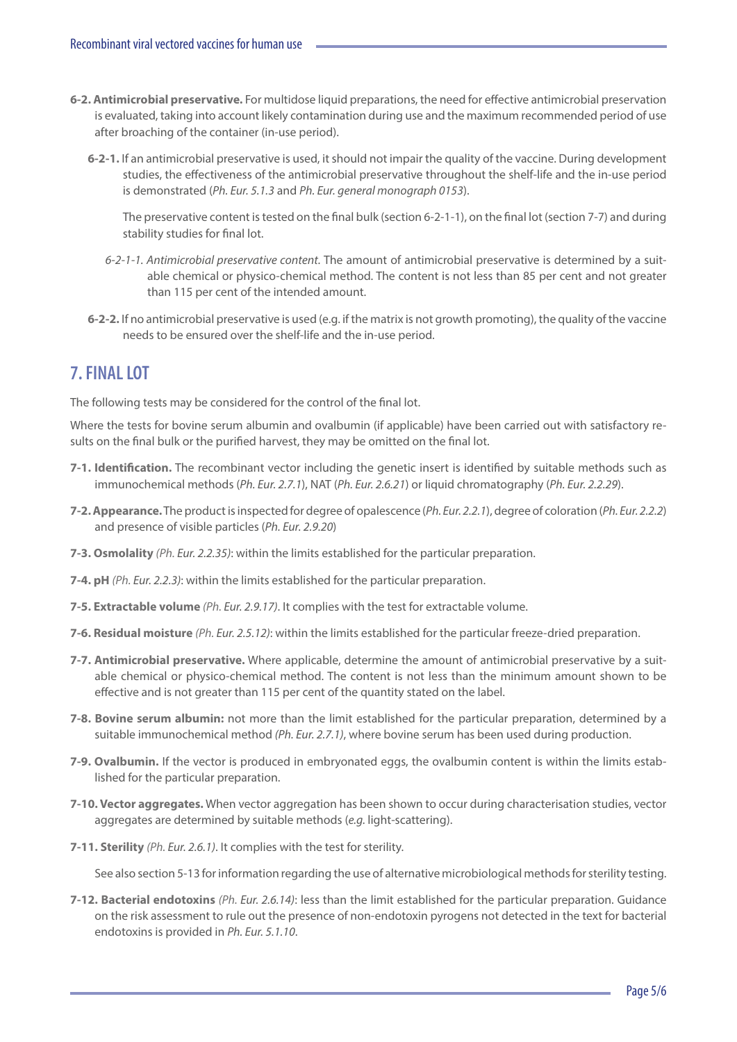**6-2. Antimicrobial preservative.** For multidose liquid preparations, the need for effective antimicrobial preservation is evaluated, taking into account likely contamination during use and the maximum recommended period of use after broaching of the container (in-use period).

**6-2-1.** If an antimicrobial preservative is used, it should not impair the quality of the vaccine. During development studies, the effectiveness of the antimicrobial preservative throughout the shelf-life and the in-use period is demonstrated (*Ph. Eur. 5.1.3* and *Ph. Eur. general monograph 0153*).

The preservative content is tested on the final bulk (section 6-2-1-1), on the final lot (section 7-7) and during stability studies for final lot.

*6-2-1-1. Antimicrobial preservative content.* The amount of antimicrobial preservative is determined by a suitable chemical or physico-chemical method. The content is not less than 85 per cent and not greater than 115 per cent of the intended amount.

**6-2-2.** If no antimicrobial preservative is used (e.g. if the matrix is not growth promoting), the quality of the vaccine needs to be ensured over the shelf-life and the in-use period.

## 7. FINAL LOT

The following tests may be considered for the control of the final lot.

Where the tests for bovine serum albumin and ovalbumin (if applicable) have been carried out with satisfactory results on the final bulk or the purified harvest, they may be omitted on the final lot.

**7-1. Identification.** The recombinant vector including the genetic insert is identified by suitable methods such as immunochemical methods (*Ph. Eur. 2.7.1*), NAT (*Ph. Eur. 2.6.21*) or liquid chromatography (*Ph. Eur. 2.2.29*).

**7-2. Appearance.** The product is inspected for degree of opalescence (*Ph. Eur. 2.2.1*), degree of coloration (*Ph. Eur. 2.2.2*) and presence of visible particles (*Ph. Eur. 2.9.20*)

**7-3. Osmolality** *(Ph. Eur. 2.2.35)*: within the limits established for the particular preparation.

**7-4. pH** *(Ph. Eur. 2.2.3)*: within the limits established for the particular preparation.

**7-5. Extractable volume** *(Ph. Eur. 2.9.17)*. It complies with the test for extractable volume.

**7-6. Residual moisture** *(Ph. Eur. 2.5.12)*: within the limits established for the particular freeze-dried preparation.

**7-7. Antimicrobial preservative.** Where applicable, determine the amount of antimicrobial preservative by a suitable chemical or physico-chemical method. The content is not less than the minimum amount shown to be effective and is not greater than 115 per cent of the quantity stated on the label.

**7-8. Bovine serum albumin:** not more than the limit established for the particular preparation, determined by a suitable immunochemical method *(Ph. Eur. 2.7.1)*, where bovine serum has been used during production.

**7-9. Ovalbumin.** If the vector is produced in embryonated eggs, the ovalbumin content is within the limits established for the particular preparation.

**7-10. Vector aggregates.** When vector aggregation has been shown to occur during characterisation studies, vector aggregates are determined by suitable methods (*e.g.* light-scattering).

**7-11. Sterility** *(Ph. Eur. 2.6.1)*. It complies with the test for sterility.

See also section 5-13 for information regarding the use of alternative microbiological methods for sterility testing.

**7-12. Bacterial endotoxins** *(Ph. Eur. 2.6.14)*: less than the limit established for the particular preparation. Guidance on the risk assessment to rule out the presence of non-endotoxin pyrogens not detected in the text for bacterial endotoxins is provided in *Ph. Eur. 5.1.10*.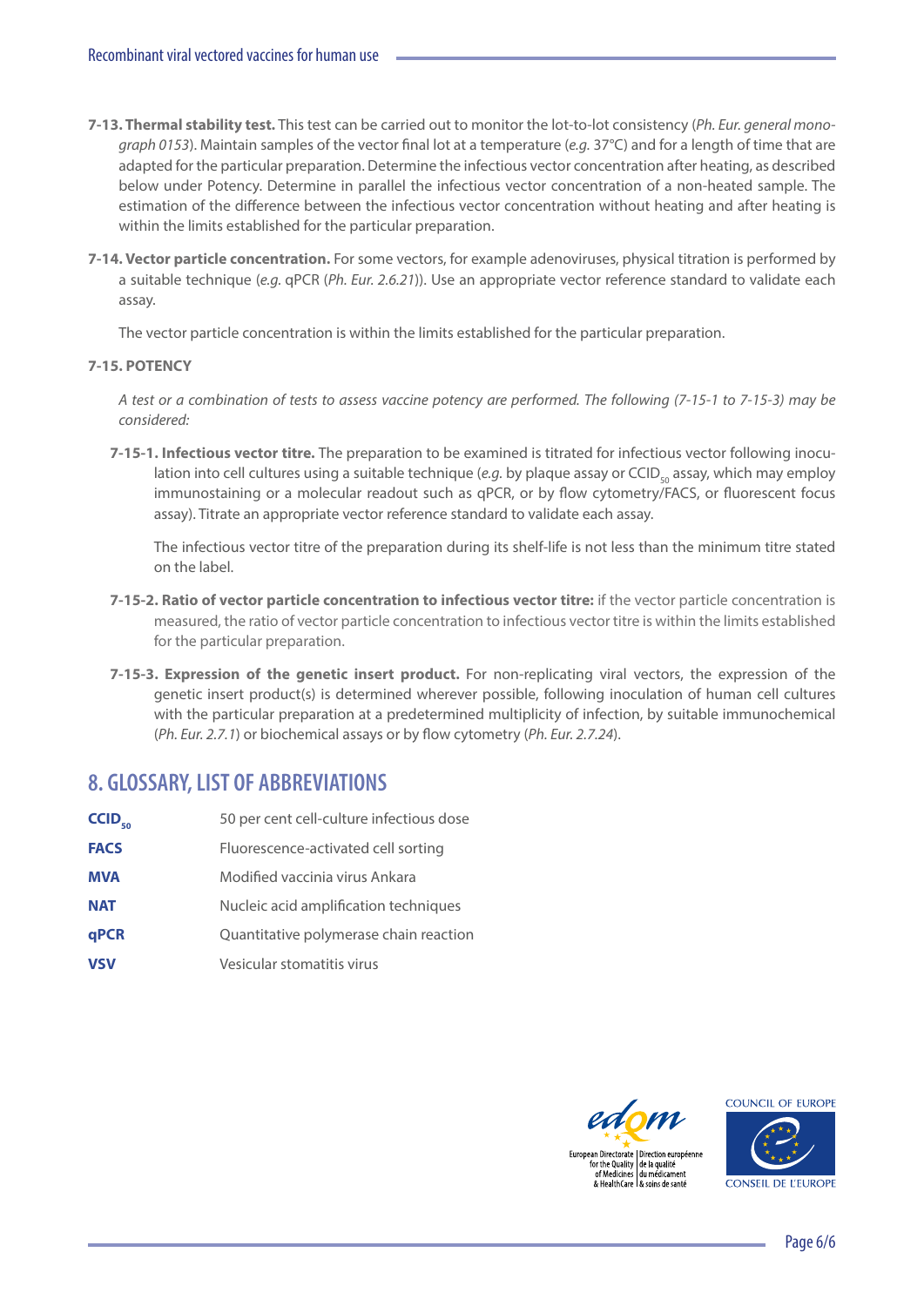**7-13. Thermal stability test.** This test can be carried out to monitor the lot-to-lot consistency (*Ph. Eur. general monograph 0153*). Maintain samples of the vector final lot at a temperature (*e.g.* 37°C) and for a length of time that are adapted for the particular preparation. Determine the infectious vector concentration after heating, as described below under Potency. Determine in parallel the infectious vector concentration of a non-heated sample. The estimation of the difference between the infectious vector concentration without heating and after heating is within the limits established for the particular preparation.

**7-14. Vector particle concentration.** For some vectors, for example adenoviruses, physical titration is performed by a suitable technique (*e.g.* qPCR (*Ph. Eur. 2.6.21*)). Use an appropriate vector reference standard to validate each assay.

The vector particle concentration is within the limits established for the particular preparation.

**7-15. POTENCY**

*A test or a combination of tests to assess vaccine potency are performed. The following (7-15-1 to 7-15-3) may be considered:*

**7-15-1. Infectious vector titre.** The preparation to be examined is titrated for infectious vector following inoculation into cell cultures using a suitable technique (*e.g.* by plaque assay or $CCID_{50}$ assay, which may employ immunostaining or a molecular readout such as qPCR, or by flow cytometry/FACS, or fluorescent focus assay). Titrate an appropriate vector reference standard to validate each assay.

The infectious vector titre of the preparation during its shelf-life is not less than the minimum titre stated on the label.

**7-15-2. Ratio of vector particle concentration to infectious vector titre:** if the vector particle concentration is measured, the ratio of vector particle concentration to infectious vector titre is within the limits established for the particular preparation.

**7-15-3. Expression of the genetic insert product.** For non-replicating viral vectors, the expression of the genetic insert product(s) is determined wherever possible, following inoculation of human cell cultures with the particular preparation at a predetermined multiplicity of infection, by suitable immunochemical (*Ph. Eur. 2.7.1*) or biochemical assays or by flow cytometry (*Ph. Eur. 2.7.24*).

## 8. GLOSSARY, LIST OF ABBREVIATIONS

| | |
|---|---|
| **$CCID_{50}$** | 50 per cent cell-culture infectious dose |
| **FACS** | Fluorescence-activated cell sorting |
| **MVA** | Modified vaccinia virus Ankara |
| **NAT** | Nucleic acid amplification techniques |
| **qPCR** | Quantitative polymerase chain reaction |
| **VSV** | Vesicular stomatitis virus |